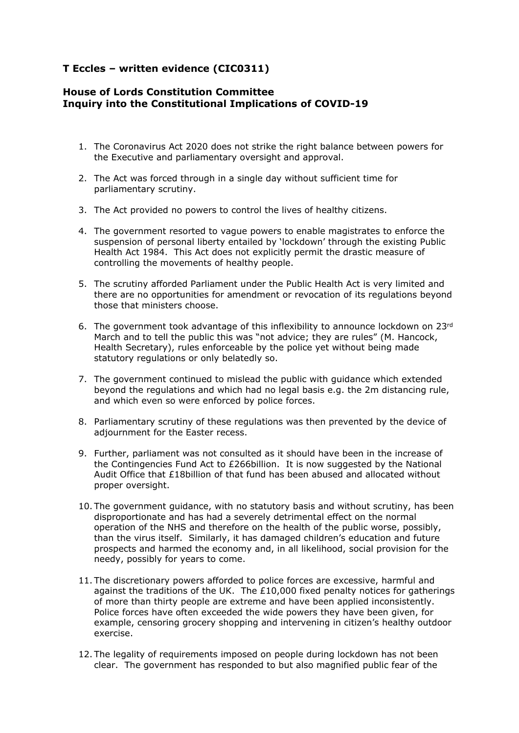## T Eccles – written evidence (CIC0311)

### House of Lords Constitution Committee
### Inquiry into the Constitutional Implications of COVID-19

1. The Coronavirus Act 2020 does not strike the right balance between powers for the Executive and parliamentary oversight and approval.

2. The Act was forced through in a single day without sufficient time for parliamentary scrutiny.

3. The Act provided no powers to control the lives of healthy citizens.

4. The government resorted to vague powers to enable magistrates to enforce the suspension of personal liberty entailed by 'lockdown' through the existing Public Health Act 1984. This Act does not explicitly permit the drastic measure of controlling the movements of healthy people.

5. The scrutiny afforded Parliament under the Public Health Act is very limited and there are no opportunities for amendment or revocation of its regulations beyond those that ministers choose.

6. The government took advantage of this inflexibility to announce lockdown on 23rd March and to tell the public this was "not advice; they are rules" (M. Hancock, Health Secretary), rules enforceable by the police yet without being made statutory regulations or only belatedly so.

7. The government continued to mislead the public with guidance which extended beyond the regulations and which had no legal basis e.g. the 2m distancing rule, and which even so were enforced by police forces.

8. Parliamentary scrutiny of these regulations was then prevented by the device of adjournment for the Easter recess.

9. Further, parliament was not consulted as it should have been in the increase of the Contingencies Fund Act to £266billion. It is now suggested by the National Audit Office that £18billion of that fund has been abused and allocated without proper oversight.

10. The government guidance, with no statutory basis and without scrutiny, has been disproportionate and has had a severely detrimental effect on the normal operation of the NHS and therefore on the health of the public worse, possibly, than the virus itself. Similarly, it has damaged children's education and future prospects and harmed the economy and, in all likelihood, social provision for the needy, possibly for years to come.

11. The discretionary powers afforded to police forces are excessive, harmful and against the traditions of the UK. The £10,000 fixed penalty notices for gatherings of more than thirty people are extreme and have been applied inconsistently. Police forces have often exceeded the wide powers they have been given, for example, censoring grocery shopping and intervening in citizen's healthy outdoor exercise.

12. The legality of requirements imposed on people during lockdown has not been clear. The government has responded to but also magnified public fear of the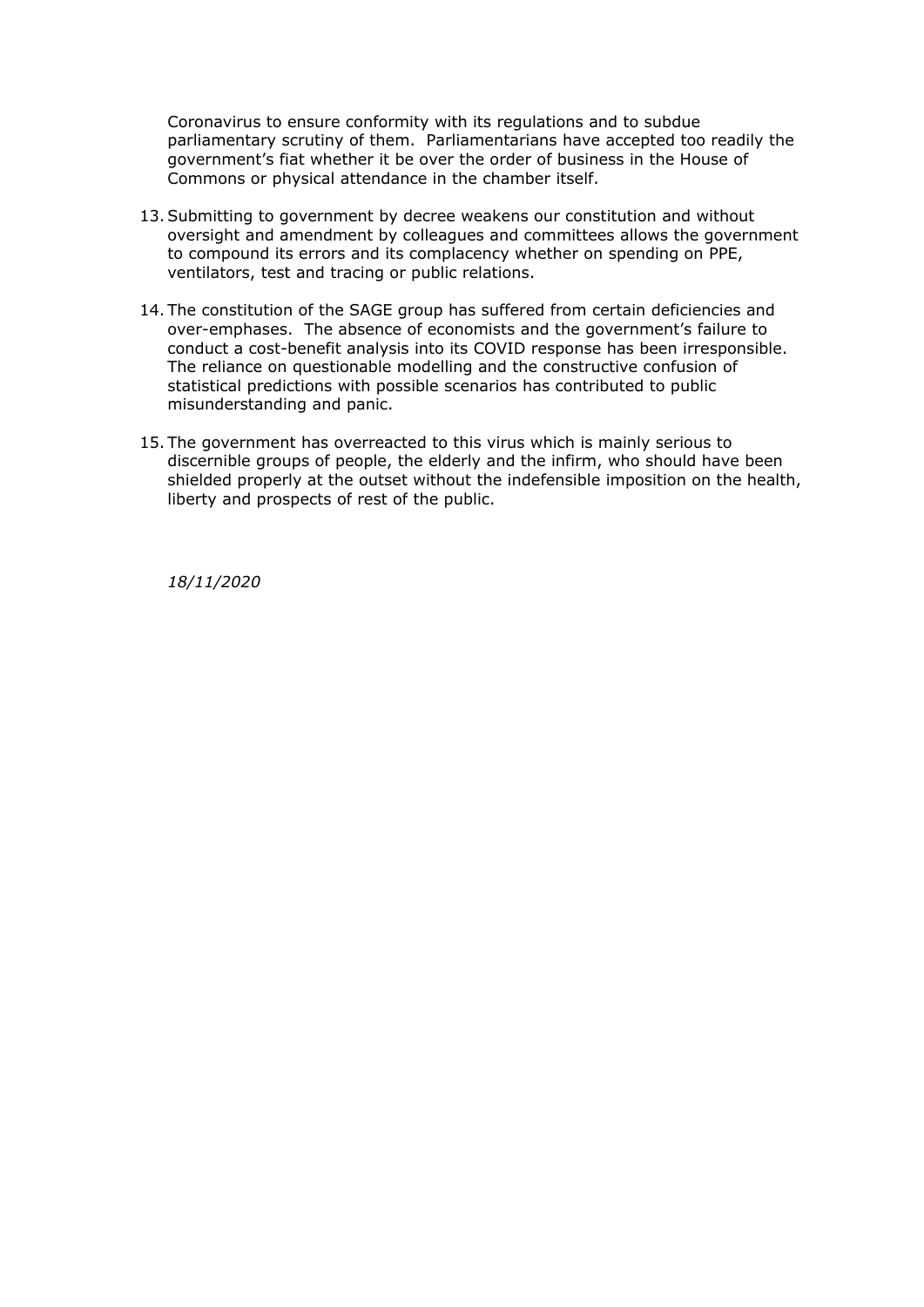Coronavirus to ensure conformity with its regulations and to subdue parliamentary scrutiny of them. Parliamentarians have accepted too readily the government's fiat whether it be over the order of business in the House of Commons or physical attendance in the chamber itself.

13. Submitting to government by decree weakens our constitution and without oversight and amendment by colleagues and committees allows the government to compound its errors and its complacency whether on spending on PPE, ventilators, test and tracing or public relations.

14. The constitution of the SAGE group has suffered from certain deficiencies and over-emphases. The absence of economists and the government's failure to conduct a cost-benefit analysis into its COVID response has been irresponsible. The reliance on questionable modelling and the constructive confusion of statistical predictions with possible scenarios has contributed to public misunderstanding and panic.

15. The government has overreacted to this virus which is mainly serious to discernible groups of people, the elderly and the infirm, who should have been shielded properly at the outset without the indefensible imposition on the health, liberty and prospects of rest of the public.

*18/11/2020*